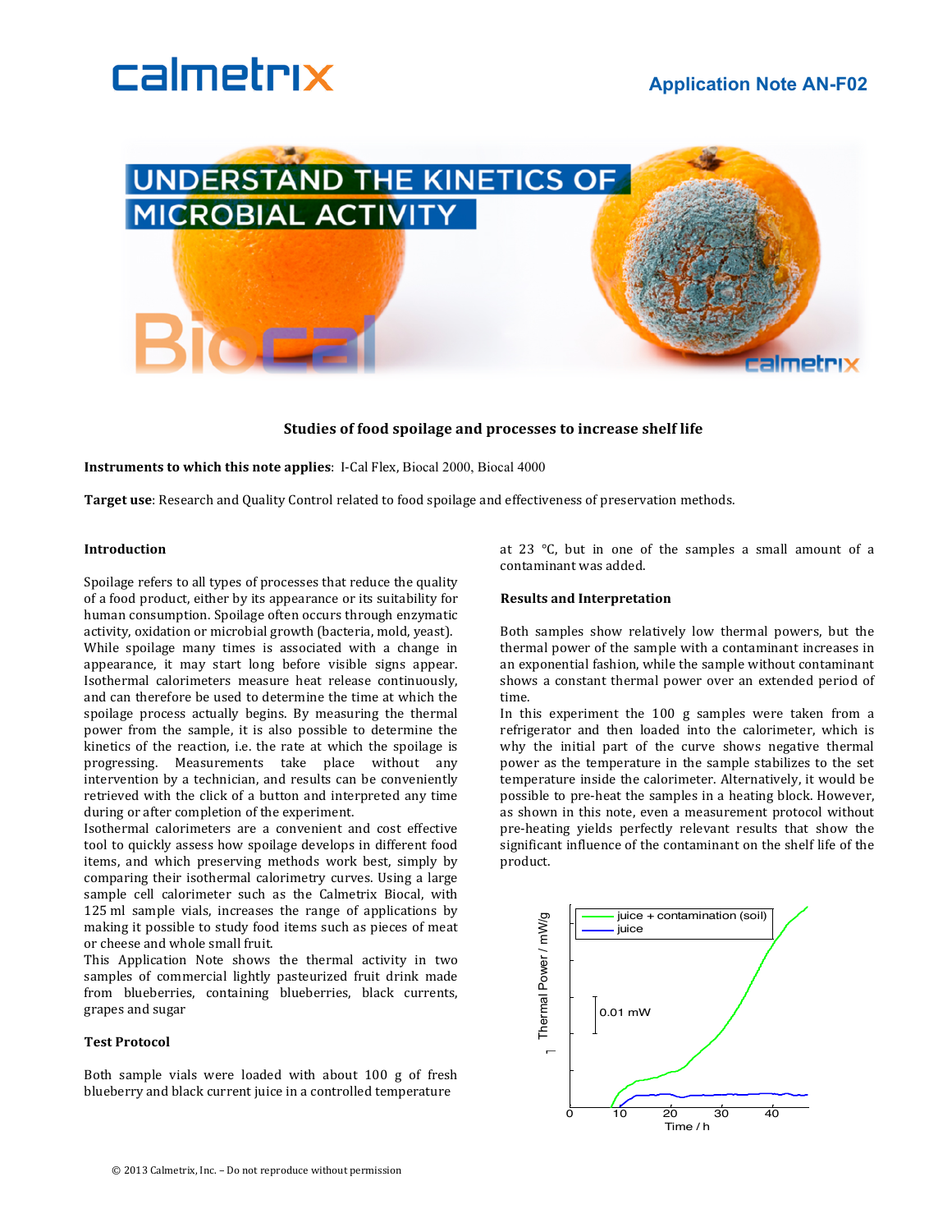# Application Note AN-F02

# UNDERSTAND THE KINETICS OF MICROBIAL ACTIVITY

## Studies of food spoilage and processes to increase shelf life

**Instruments to which this note applies**: I-Cal Flex, Biocal 2000, Biocal 4000

**Target use**: Research and Quality Control related to food spoilage and effectiveness of preservation methods.

### Introduction

Spoilage refers to all types of processes that reduce the quality of a food product, either by its appearance or its suitability for human consumption. Spoilage often occurs through enzymatic activity, oxidation or microbial growth (bacteria, mold, yeast). While spoilage many times is associated with a change in appearance, it may start long before visible signs appear. Isothermal calorimeters measure heat release continuously, and can therefore be used to determine the time at which the spoilage process actually begins. By measuring the thermal power from the sample, it is also possible to determine the kinetics of the reaction, i.e. the rate at which the spoilage is progressing. Measurements take place without any intervention by a technician, and results can be conveniently retrieved with the click of a button and interpreted any time during or after completion of the experiment.

Isothermal calorimeters are a convenient and cost effective tool to quickly assess how spoilage develops in different food items, and which preserving methods work best, simply by comparing their isothermal calorimetry curves. Using a large sample cell calorimeter such as the Calmetrix Biocal, with 125 ml sample vials, increases the range of applications by making it possible to study food items such as pieces of meat or cheese and whole small fruit.

This Application Note shows the thermal activity in two samples of commercial lightly pasteurized fruit drink made from blueberries, containing blueberries, black currents, grapes and sugar

### Test Protocol

Both sample vials were loaded with about 100 g of fresh blueberry and black current juice in a controlled temperature at 23 °C, but in one of the samples a small amount of a contaminant was added.

### Results and Interpretation

Both samples show relatively low thermal powers, but the thermal power of the sample with a contaminant increases in an exponential fashion, while the sample without contaminant shows a constant thermal power over an extended period of time.

In this experiment the 100 g samples were taken from a refrigerator and then loaded into the calorimeter, which is why the initial part of the curve shows negative thermal power as the temperature in the sample stabilizes to the set temperature inside the calorimeter. Alternatively, it would be possible to pre-heat the samples in a heating block. However, as shown in this note, even a measurement protocol without pre-heating yields perfectly relevant results that show the significant influence of the contaminant on the shelf life of the product.

© 2013 Calmetrix, Inc. – Do not reproduce without permission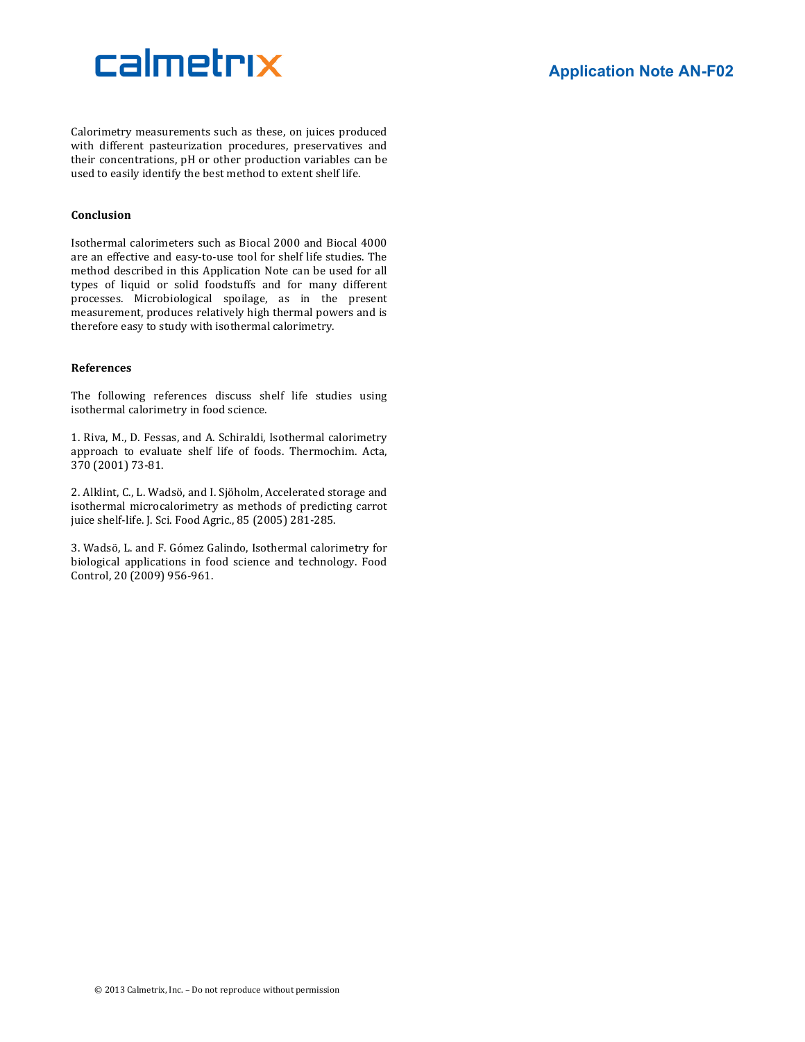Calorimetry measurements such as these, on juices produced with different pasteurization procedures, preservatives and their concentrations, pH or other production variables can be used to easily identify the best method to extent shelf life.

**Conclusion**

Isothermal calorimeters such as Biocal 2000 and Biocal 4000 are an effective and easy-to-use tool for shelf life studies. The method described in this Application Note can be used for all types of liquid or solid foodstuffs and for many different processes. Microbiological spoilage, as in the present measurement, produces relatively high thermal powers and is therefore easy to study with isothermal calorimetry.

**References**

The following references discuss shelf life studies using isothermal calorimetry in food science.

1. Riva, M., D. Fessas, and A. Schiraldi, Isothermal calorimetry approach to evaluate shelf life of foods. Thermochim. Acta, 370 (2001) 73-81.

2. Alklint, C., L. Wadsö, and I. Sjöholm, Accelerated storage and isothermal microcalorimetry as methods of predicting carrot juice shelf-life. J. Sci. Food Agric., 85 (2005) 281-285.

3. Wadsö, L. and F. Gómez Galindo, Isothermal calorimetry for biological applications in food science and technology. Food Control, 20 (2009) 956-961.

© 2013 Calmetrix, Inc. – Do not reproduce without permission